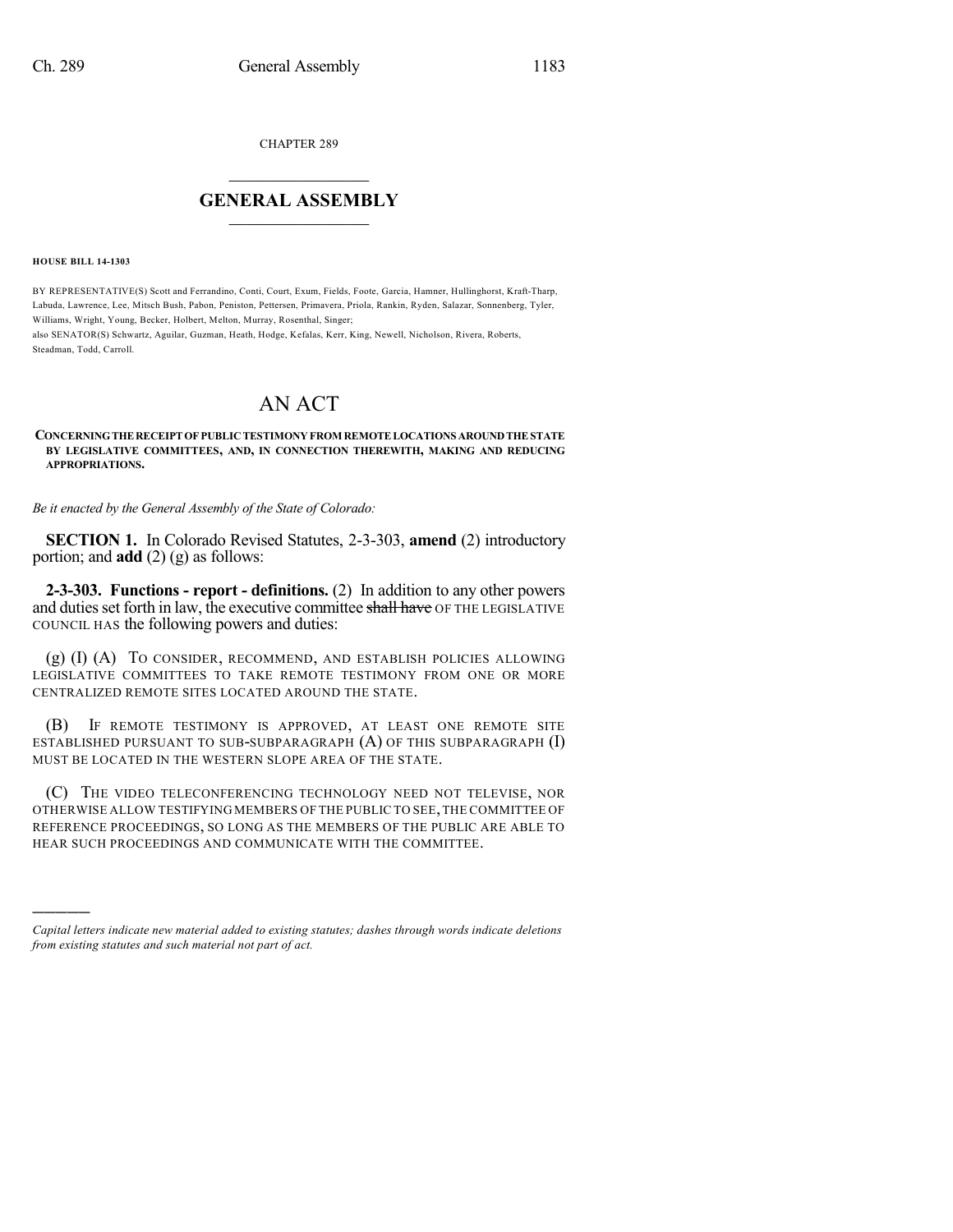CHAPTER 289

# GENERAL ASSEMBLY

**HOUSE BILL 14-1303**

BY REPRESENTATIVE(S) Scott and Ferrandino, Conti, Court, Exum, Fields, Foote, Garcia, Hamner, Hullinghorst, Kraft-Tharp, Labuda, Lawrence, Lee, Mitsch Bush, Pabon, Peniston, Pettersen, Primavera, Priola, Rankin, Ryden, Salazar, Sonnenberg, Tyler, Williams, Wright, Young, Becker, Holbert, Melton, Murray, Rosenthal, Singer;
also SENATOR(S) Schwartz, Aguilar, Guzman, Heath, Hodge, Kefalas, Kerr, King, Newell, Nicholson, Rivera, Roberts, Steadman, Todd, Carroll.

# AN ACT

**CONCERNING THE RECEIPT OF PUBLIC TESTIMONY FROM REMOTE LOCATIONS AROUND THE STATE BY LEGISLATIVE COMMITTEES, AND, IN CONNECTION THEREWITH, MAKING AND REDUCING APPROPRIATIONS.**

*Be it enacted by the General Assembly of the State of Colorado:*

**SECTION 1.** In Colorado Revised Statutes, 2-3-303, **amend** (2) introductory portion; and **add** (2) (g) as follows:

**2-3-303. Functions - report - definitions.** (2) In addition to any other powers and duties set forth in law, the executive committee ~~shall have~~ OF THE LEGISLATIVE COUNCIL HAS the following powers and duties:

(g) (I) (A) TO CONSIDER, RECOMMEND, AND ESTABLISH POLICIES ALLOWING LEGISLATIVE COMMITTEES TO TAKE REMOTE TESTIMONY FROM ONE OR MORE CENTRALIZED REMOTE SITES LOCATED AROUND THE STATE.

(B) IF REMOTE TESTIMONY IS APPROVED, AT LEAST ONE REMOTE SITE ESTABLISHED PURSUANT TO SUB-SUBPARAGRAPH (A) OF THIS SUBPARAGRAPH (I) MUST BE LOCATED IN THE WESTERN SLOPE AREA OF THE STATE.

(C) THE VIDEO TELECONFERENCING TECHNOLOGY NEED NOT TELEVISE, NOR OTHERWISE ALLOW TESTIFYING MEMBERS OF THE PUBLIC TO SEE, THE COMMITTEE OF REFERENCE PROCEEDINGS, SO LONG AS THE MEMBERS OF THE PUBLIC ARE ABLE TO HEAR SUCH PROCEEDINGS AND COMMUNICATE WITH THE COMMITTEE.

---

*Capital letters indicate new material added to existing statutes; dashes through words indicate deletions from existing statutes and such material not part of act.*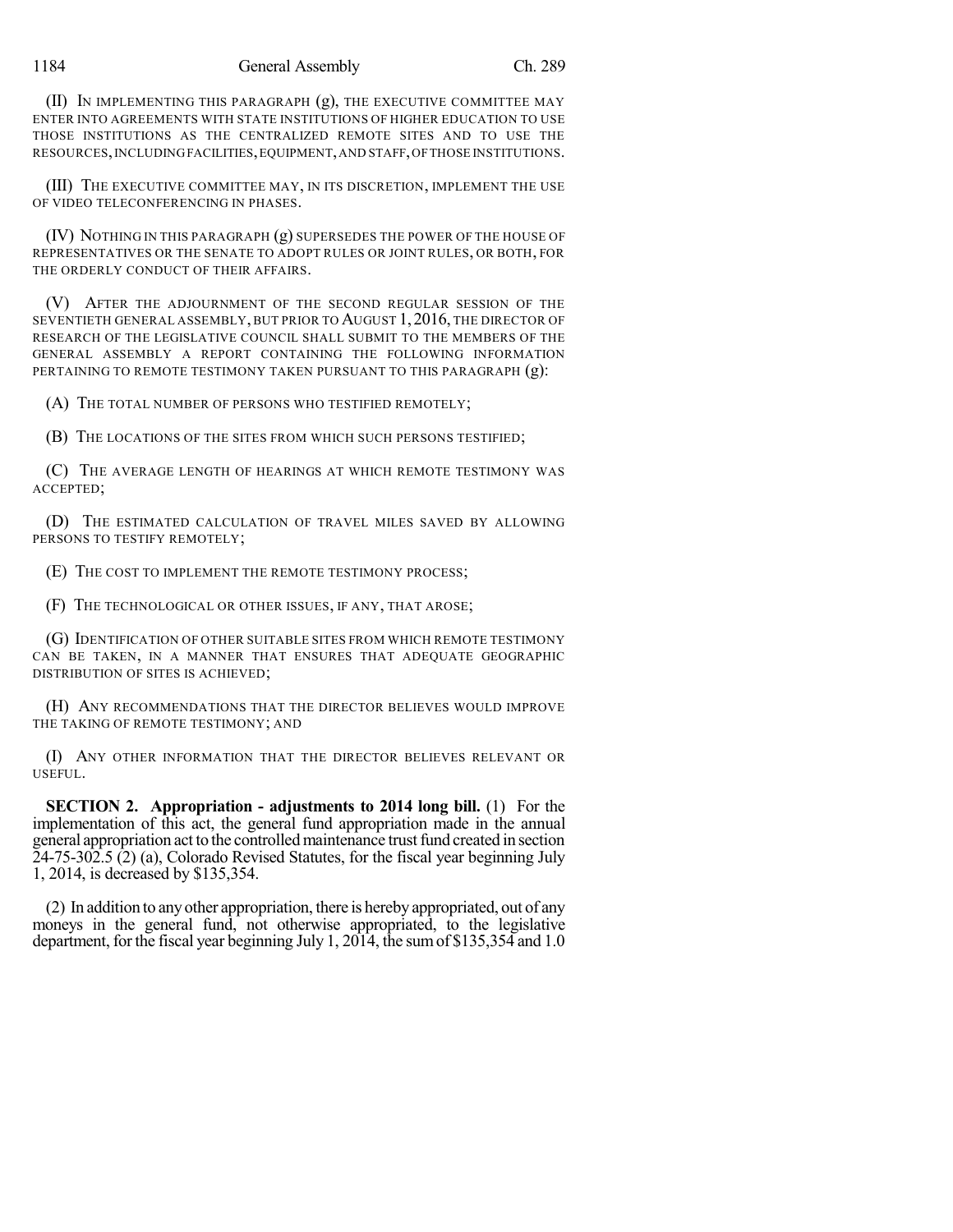(II) IN IMPLEMENTING THIS PARAGRAPH (g), THE EXECUTIVE COMMITTEE MAY ENTER INTO AGREEMENTS WITH STATE INSTITUTIONS OF HIGHER EDUCATION TO USE THOSE INSTITUTIONS AS THE CENTRALIZED REMOTE SITES AND TO USE THE RESOURCES, INCLUDING FACILITIES, EQUIPMENT, AND STAFF, OF THOSE INSTITUTIONS.

(III) THE EXECUTIVE COMMITTEE MAY, IN ITS DISCRETION, IMPLEMENT THE USE OF VIDEO TELECONFERENCING IN PHASES.

(IV) NOTHING IN THIS PARAGRAPH (g) SUPERSEDES THE POWER OF THE HOUSE OF REPRESENTATIVES OR THE SENATE TO ADOPT RULES OR JOINT RULES, OR BOTH, FOR THE ORDERLY CONDUCT OF THEIR AFFAIRS.

(V) AFTER THE ADJOURNMENT OF THE SECOND REGULAR SESSION OF THE SEVENTIETH GENERAL ASSEMBLY, BUT PRIOR TO AUGUST 1, 2016, THE DIRECTOR OF RESEARCH OF THE LEGISLATIVE COUNCIL SHALL SUBMIT TO THE MEMBERS OF THE GENERAL ASSEMBLY A REPORT CONTAINING THE FOLLOWING INFORMATION PERTAINING TO REMOTE TESTIMONY TAKEN PURSUANT TO THIS PARAGRAPH (g):

(A) THE TOTAL NUMBER OF PERSONS WHO TESTIFIED REMOTELY;

(B) THE LOCATIONS OF THE SITES FROM WHICH SUCH PERSONS TESTIFIED;

(C) THE AVERAGE LENGTH OF HEARINGS AT WHICH REMOTE TESTIMONY WAS ACCEPTED;

(D) THE ESTIMATED CALCULATION OF TRAVEL MILES SAVED BY ALLOWING PERSONS TO TESTIFY REMOTELY;

(E) THE COST TO IMPLEMENT THE REMOTE TESTIMONY PROCESS;

(F) THE TECHNOLOGICAL OR OTHER ISSUES, IF ANY, THAT AROSE;

(G) IDENTIFICATION OF OTHER SUITABLE SITES FROM WHICH REMOTE TESTIMONY CAN BE TAKEN, IN A MANNER THAT ENSURES THAT ADEQUATE GEOGRAPHIC DISTRIBUTION OF SITES IS ACHIEVED;

(H) ANY RECOMMENDATIONS THAT THE DIRECTOR BELIEVES WOULD IMPROVE THE TAKING OF REMOTE TESTIMONY; AND

(I) ANY OTHER INFORMATION THAT THE DIRECTOR BELIEVES RELEVANT OR USEFUL.

**SECTION 2. Appropriation - adjustments to 2014 long bill.** (1) For the implementation of this act, the general fund appropriation made in the annual general appropriation act to the controlled maintenance trust fund created in section 24-75-302.5 (2) (a), Colorado Revised Statutes, for the fiscal year beginning July 1, 2014, is decreased by $135,354.

(2) In addition to any other appropriation, there is hereby appropriated, out of any moneys in the general fund, not otherwise appropriated, to the legislative department, for the fiscal year beginning July 1, 2014, the sum of $135,354 and 1.0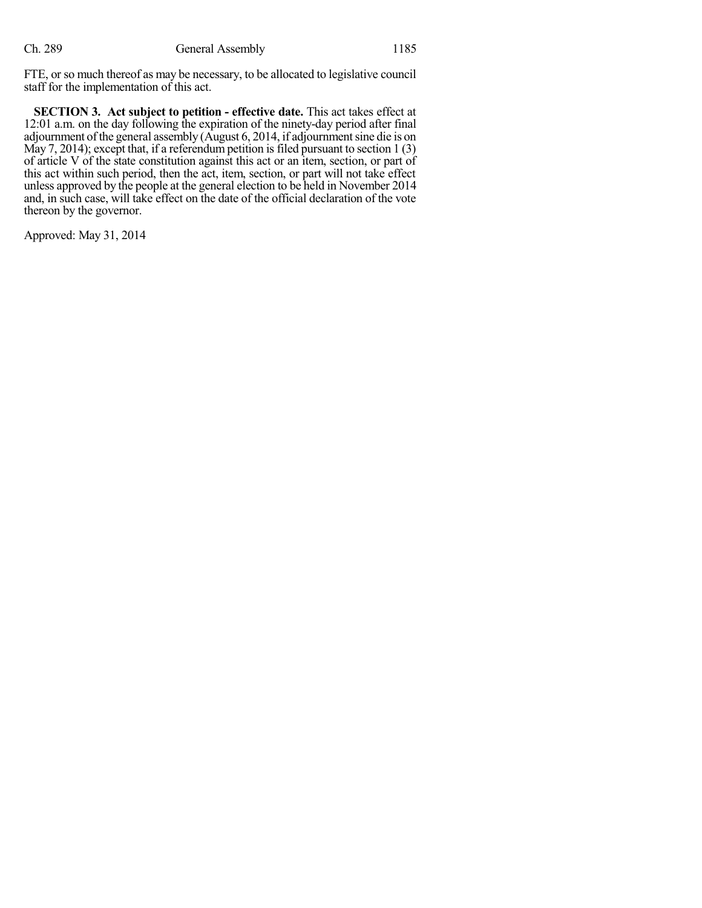FTE, or so much thereof as may be necessary, to be allocated to legislative council staff for the implementation of this act.

**SECTION 3. Act subject to petition - effective date.** This act takes effect at 12:01 a.m. on the day following the expiration of the ninety-day period after final adjournment of the general assembly (August 6, 2014, if adjournment sine die is on May 7, 2014); except that, if a referendum petition is filed pursuant to section 1 (3) of article V of the state constitution against this act or an item, section, or part of this act within such period, then the act, item, section, or part will not take effect unless approved by the people at the general election to be held in November 2014 and, in such case, will take effect on the date of the official declaration of the vote thereon by the governor.

Approved: May 31, 2014